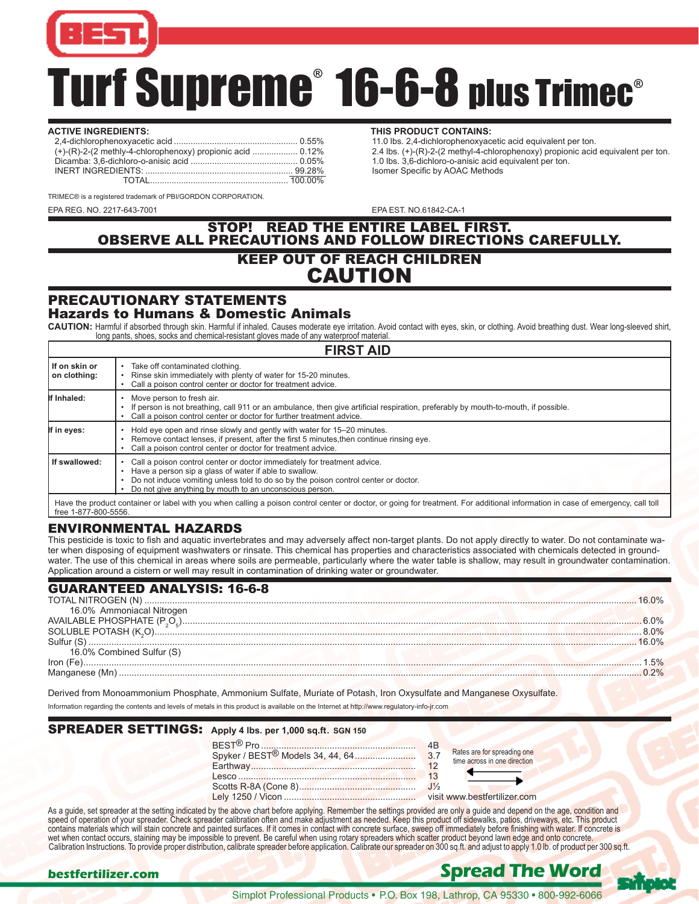BEST

# Turf Supreme® 16-6-8 plus Trimec®

**ACTIVE INGREDIENTS:**

| | |
|---|---|
| 2,4-dichlorophenoxyacetic acid | 0.55% |
| (+)-(R)-2-(2 methly-4-chlorophenoxy) propionic acid | 0.12% |
| Dicamba: 3,6-dichloro-o-anisic acid | 0.05% |
| INERT INGREDIENTS: | 99.28% |
| TOTAL | 100.00% |

**THIS PRODUCT CONTAINS:**

11.0 lbs. 2,4-dichlorophenoxyacetic acid equivalent per ton.
2.4 lbs. (+)-(R)-2-(2 methyl-4-chlorophenoxy) propionic acid equivalent per ton.
1.0 lbs. 3,6-dichloro-o-anisic acid equivalent per ton.
Isomer Specific by AOAC Methods

TRIMEC® is a registered trademark of PBI/GORDON CORPORATION.

EPA REG. NO. 2217-643-7001

EPA EST. NO.61842-CA-1

**STOP! READ THE ENTIRE LABEL FIRST.**
**OBSERVE ALL PRECAUTIONS AND FOLLOW DIRECTIONS CAREFULLY.**

**KEEP OUT OF REACH CHILDREN**

**CAUTION**

## PRECAUTIONARY STATEMENTS

### Hazards to Humans & Domestic Animals

**CAUTION:** Harmful if absorbed through skin. Harmful if inhaled. Causes moderate eye irritation. Avoid contact with eyes, skin, or clothing. Avoid breathing dust. Wear long-sleeved shirt, long pants, shoes, socks and chemical-resistant gloves made of any waterproof material.

| FIRST AID | |
|---|---|
| **If on skin or on clothing:** | • Take off contaminated clothing.<br>• Rinse skin immediately with plenty of water for 15-20 minutes.<br>• Call a poison control center or doctor for treatment advice. |
| **If Inhaled:** | • Move person to fresh air.<br>• If person is not breathing, call 911 or an ambulance, then give artificial respiration, preferably by mouth-to-mouth, if possible.<br>• Call a poison control center or doctor for further treatment advice. |
| **If in eyes:** | • Hold eye open and rinse slowly and gently with water for 15–20 minutes.<br>• Remove contact lenses, if present, after the first 5 minutes,then continue rinsing eye.<br>• Call a poison control center or doctor for treatment advice. |
| **If swallowed:** | • Call a poison control center or doctor immediately for treatment advice.<br>• Have a person sip a glass of water if able to swallow.<br>• Do not induce vomiting unless told to do so by the poison control center or doctor.<br>• Do not give anything by mouth to an unconscious person. |
| Have the product container or label with you when calling a poison control center or doctor, or going for treatment. For additional information in case of emergency, call toll free 1-877-800-5556. | |

## ENVIRONMENTAL HAZARDS

This pesticide is toxic to fish and aquatic invertebrates and may adversely affect non-target plants. Do not apply directly to water. Do not contaminate water when disposing of equipment washwaters or rinsate. This chemical has properties and characteristics associated with chemicals detected in groundwater. The use of this chemical in areas where soils are permeable, particularly where the water table is shallow, may result in groundwater contamination. Application around a cistern or well may result in contamination of drinking water or groundwater.

## GUARANTEED ANALYSIS: 16-6-8

| | |
|---|---|
| TOTAL NITROGEN (N) | 16.0% |
| 16.0% Ammoniacal Nitrogen | |
| AVAILABLE PHOSPHATE ($P_2O_5$) | 6.0% |
| SOLUBLE POTASH ($K_2O$) | 8.0% |
| Sulfur (S) | 16.0% |
| 16.0% Combined Sulfur (S) | |
| Iron (Fe) | 1.5% |
| Manganese (Mn) | 0.2% |

Derived from Monoammonium Phosphate, Ammonium Sulfate, Muriate of Potash, Iron Oxysulfate and Manganese Oxysulfate.

Information regarding the contents and levels of metals in this product is available on the Internet at http://www.regulatory-info-jr.com

## SPREADER SETTINGS: Apply 4 lbs. per 1,000 sq.ft. SGN 150

| | |
|---|---|
| BEST® Pro | 4B |
| Spyker / BEST® Models 34, 44, 64 | 3.7 |
| Earthway | 12 |
| Lesco | 13 |
| Scotts R-8A (Cone 8) | J½ |
| Lely 1250 / Vicon | visit www.bestfertilizer.com |

Rates are for spreading one time across in one direction

As a guide, set spreader at the setting indicated by the above chart before applying. Remember the settings provided are only a guide and depend on the age, condition and speed of operation of your spreader. Check spreader calibration often and make adjustment as needed. Keep this product off sidewalks, patios, driveways, etc. This product contains materials which will stain concrete and painted surfaces. If it comes in contact with concrete surface, sweep off immediately before finishing with water. If concrete is wet when contact occurs, staining may be impossible to prevent. Be careful when using rotary spreaders which scatter product beyond lawn edge and onto concrete. Calibration Instructions. To provide proper distribution, calibrate spreader before application. Calibrate our spreader on 300 sq.ft. and adjust to apply 1.0 lb. of product per 300 sq.ft.

**bestfertilizer.com** **Spread The Word** Simplot

Simplot Professional Products • P.O. Box 198, Lathrop, CA 95330 • 800-992-6066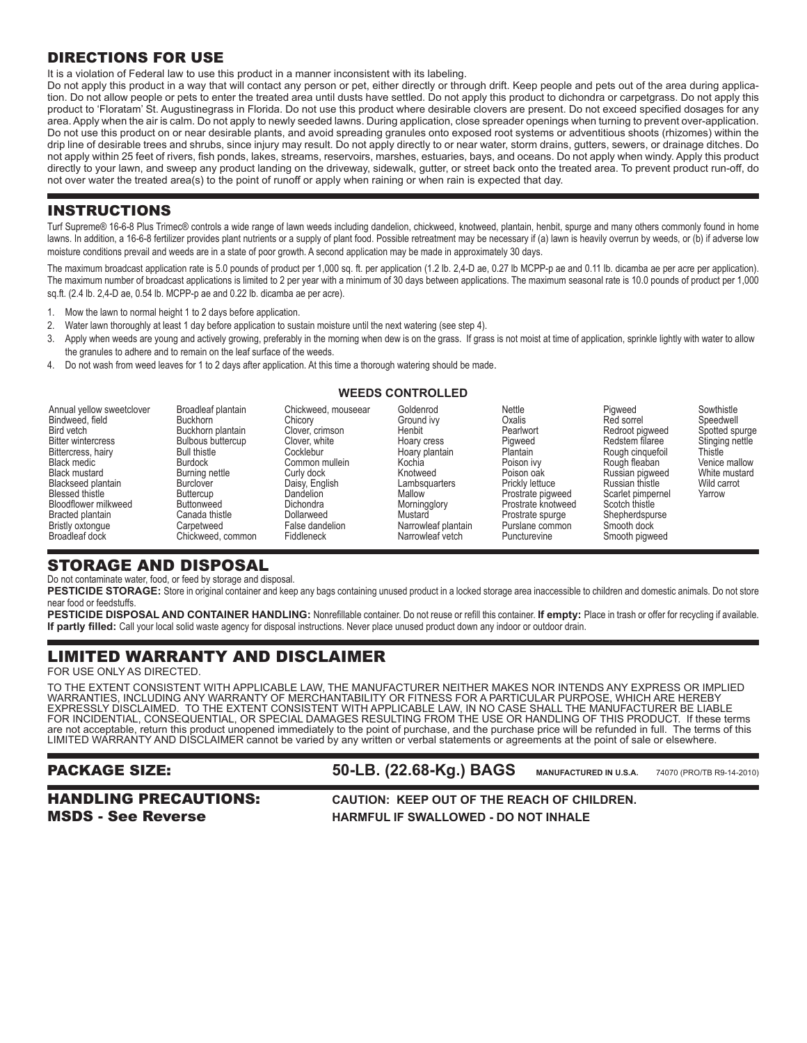## DIRECTIONS FOR USE

It is a violation of Federal law to use this product in a manner inconsistent with its labeling.

Do not apply this product in a way that will contact any person or pet, either directly or through drift. Keep people and pets out of the area during application. Do not allow people or pets to enter the treated area until dusts have settled. Do not apply this product to dichondra or carpetgrass. Do not apply this product to 'Floratam' St. Augustinegrass in Florida. Do not use this product where desirable clovers are present. Do not exceed specified dosages for any area. Apply when the air is calm. Do not apply to newly seeded lawns. During application, close spreader openings when turning to prevent over-application. Do not use this product on or near desirable plants, and avoid spreading granules onto exposed root systems or adventitious shoots (rhizomes) within the drip line of desirable trees and shrubs, since injury may result. Do not apply directly to or near water, storm drains, gutters, sewers, or drainage ditches. Do not apply within 25 feet of rivers, fish ponds, lakes, streams, reservoirs, marshes, estuaries, bays, and oceans. Do not apply when windy. Apply this product directly to your lawn, and sweep any product landing on the driveway, sidewalk, gutter, or street back onto the treated area. To prevent product run-off, do not over water the treated area(s) to the point of runoff or apply when raining or when rain is expected that day.

## INSTRUCTIONS

Turf Supreme® 16-6-8 Plus Trimec® controls a wide range of lawn weeds including dandelion, chickweed, knotweed, plantain, henbit, spurge and many others commonly found in home lawns. In addition, a 16-6-8 fertilizer provides plant nutrients or a supply of plant food. Possible retreatment may be necessary if (a) lawn is heavily overrun by weeds, or (b) if adverse low moisture conditions prevail and weeds are in a state of poor growth. A second application may be made in approximately 30 days.

The maximum broadcast application rate is 5.0 pounds of product per 1,000 sq. ft. per application (1.2 lb. 2,4-D ae, 0.27 lb MCPP-p ae and 0.11 lb. dicamba ae per acre per application). The maximum number of broadcast applications is limited to 2 per year with a minimum of 30 days between applications. The maximum seasonal rate is 10.0 pounds of product per 1,000 sq.ft. (2.4 lb. 2,4-D ae, 0.54 lb. MCPP-p ae and 0.22 lb. dicamba ae per acre).

1. Mow the lawn to normal height 1 to 2 days before application.
2. Water lawn thoroughly at least 1 day before application to sustain moisture until the next watering (see step 4).
3. Apply when weeds are young and actively growing, preferably in the morning when dew is on the grass. If grass is not moist at time of application, sprinkle lightly with water to allow the granules to adhere and to remain on the leaf surface of the weeds.
4. Do not wash from weed leaves for 1 to 2 days after application. At this time a thorough watering should be made.

**WEEDS CONTROLLED**

| | | | | | | |
|---|---|---|---|---|---|---|
| Annual yellow sweetclover | Broadleaf plantain | Chickweed, mouseear | Goldenrod | Nettle | Pigweed | Sowthistle |
| Bindweed, field | Buckhorn | Chicory | Ground ivy | Oxalis | Red sorrel | Speedwell |
| Bird vetch | Buckhorn plantain | Clover, crimson | Henbit | Pearlwort | Redroot pigweed | Spotted spurge |
| Bitter wintercress | Bulbous buttercup | Clover, white | Hoary cress | Pigweed | Redstem filaree | Stinging nettle |
| Bittercress, hairy | Bull thistle | Cocklebur | Hoary plantain | Plantain | Rough cinquefoil | Thistle |
| Black medic | Burdock | Common mullein | Kochia | Poison ivy | Rough fleaban | Venice mallow |
| Black mustard | Burning nettle | Curly dock | Knotweed | Poison oak | Russian pigweed | White mustard |
| Blackseed plantain | Burclover | Daisy, English | Lambsquarters | Prickly lettuce | Russian thistle | Wild carrot |
| Blessed thistle | Buttercup | Dandelion | Mallow | Prostrate pigweed | Scarlet pimpernel | Yarrow |
| Bloodflower milkweed | Buttonweed | Dichondra | Morningglory | Prostrate knotweed | Scotch thistle | |
| Bracted plantain | Canada thistle | Dollarweed | Mustard | Prostrate spurge | Shepherdspurse | |
| Bristly oxtongue | Carpetweed | False dandelion | Narrowleaf plantain | Purslane common | Smooth dock | |
| Broadleaf dock | Chickweed, common | Fiddleneck | Narrowleaf vetch | Puncturevine | Smooth pigweed | |

## STORAGE AND DISPOSAL

Do not contaminate water, food, or feed by storage and disposal.

**PESTICIDE STORAGE:** Store in original container and keep any bags containing unused product in a locked storage area inaccessible to children and domestic animals. Do not store near food or feedstuffs.

**PESTICIDE DISPOSAL AND CONTAINER HANDLING:** Nonrefillable container. Do not reuse or refill this container. **If empty:** Place in trash or offer for recycling if available. **If partly filled:** Call your local solid waste agency for disposal instructions. Never place unused product down any indoor or outdoor drain.

## LIMITED WARRANTY AND DISCLAIMER

FOR USE ONLY AS DIRECTED.

TO THE EXTENT CONSISTENT WITH APPLICABLE LAW, THE MANUFACTURER NEITHER MAKES NOR INTENDS ANY EXPRESS OR IMPLIED WARRANTIES, INCLUDING ANY WARRANTY OF MERCHANTABILITY OR FITNESS FOR A PARTICULAR PURPOSE, WHICH ARE HEREBY EXPRESSLY DISCLAIMED. TO THE EXTENT CONSISTENT WITH APPLICABLE LAW, IN NO CASE SHALL THE MANUFACTURER BE LIABLE FOR INCIDENTIAL, CONSEQUENTIAL, OR SPECIAL DAMAGES RESULTING FROM THE USE OR HANDLING OF THIS PRODUCT. If these terms are not acceptable, return this product unopened immediately to the point of purchase, and the purchase price will be refunded in full. The terms of this LIMITED WARRANTY AND DISCLAIMER cannot be varied by any written or verbal statements or agreements at the point of sale or elsewhere.

## PACKAGE SIZE: **50-LB. (22.68-Kg.) BAGS** MANUFACTURED IN U.S.A. 74070 (PRO/TB R9-14-2010)

## HANDLING PRECAUTIONS:
## MSDS - See Reverse

**CAUTION: KEEP OUT OF THE REACH OF CHILDREN.**
**HARMFUL IF SWALLOWED - DO NOT INHALE**